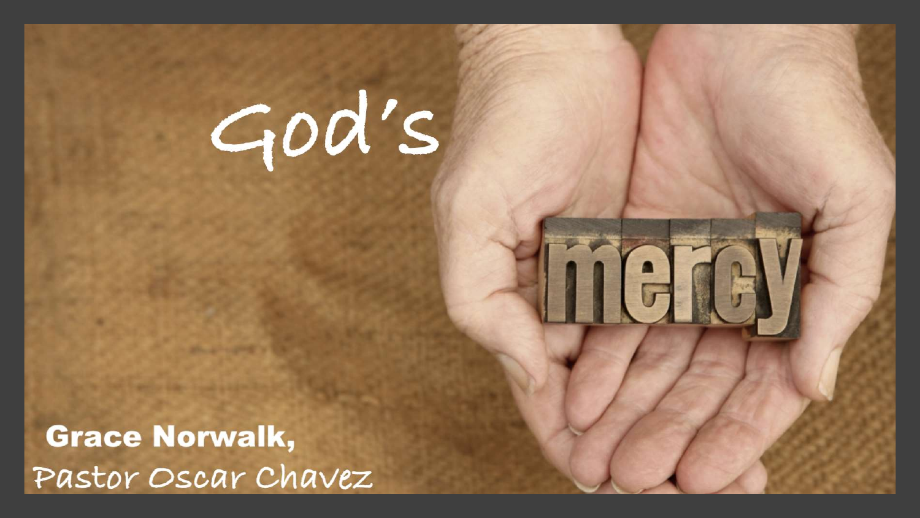# God's mercy

**Grace Norwalk,**

Pastor Oscar Chavez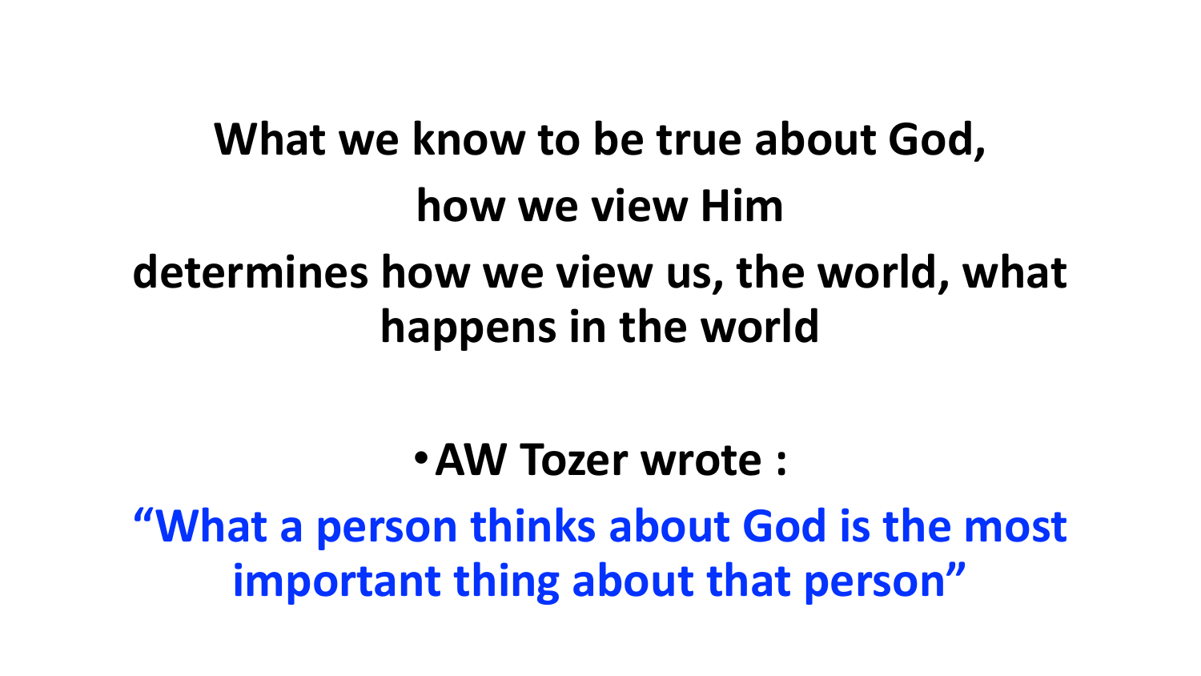**What we know to be true about God,**

**how we view Him**

**determines how we view us, the world, what happens in the world**

- **AW Tozer wrote :**

**"What a person thinks about God is the most important thing about that person"**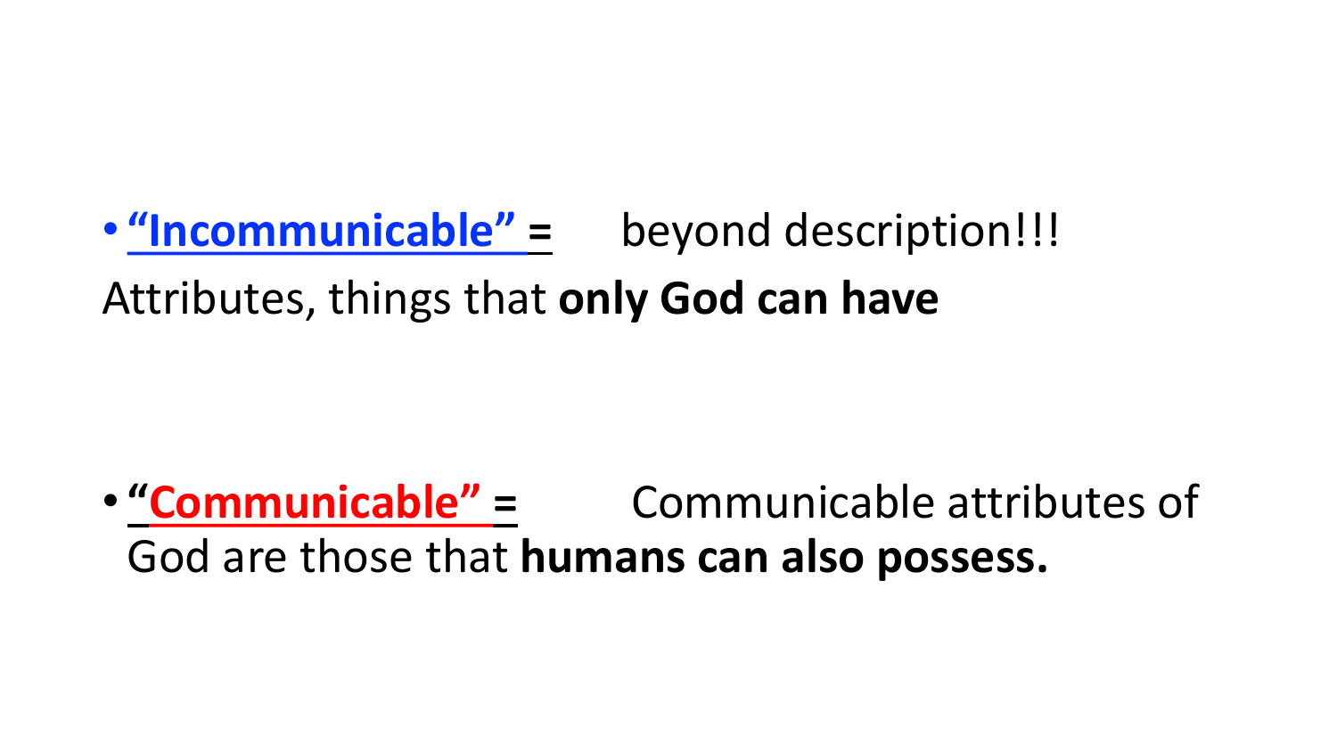- **"Incommunicable" =** beyond description!!! Attributes, things that **only God can have**

- **"Communicable" =** Communicable attributes of God are those that **humans can also possess.**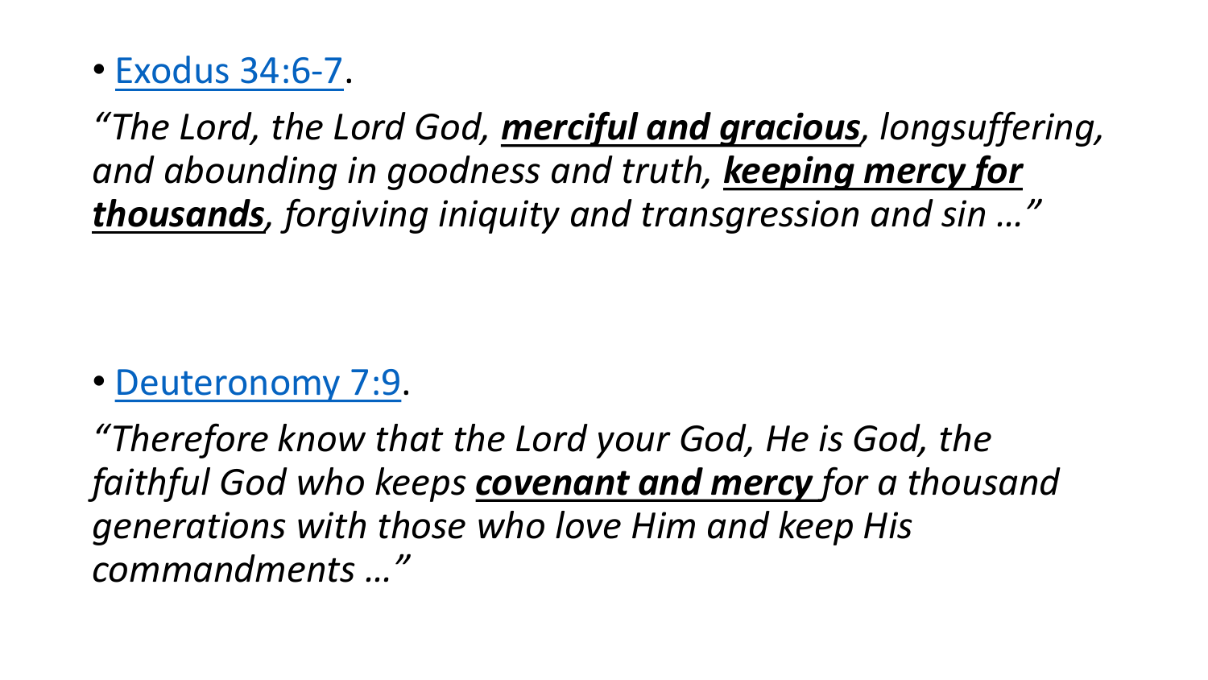- [Exodus 34:6-7](#).

*"The Lord, the Lord God, **merciful and gracious**, longsuffering, and abounding in goodness and truth, **keeping mercy for thousands**, forgiving iniquity and transgression and sin …"*

- [Deuteronomy 7:9](#).

*"Therefore know that the Lord your God, He is God, the faithful God who keeps **covenant and mercy** for a thousand generations with those who love Him and keep His commandments …"*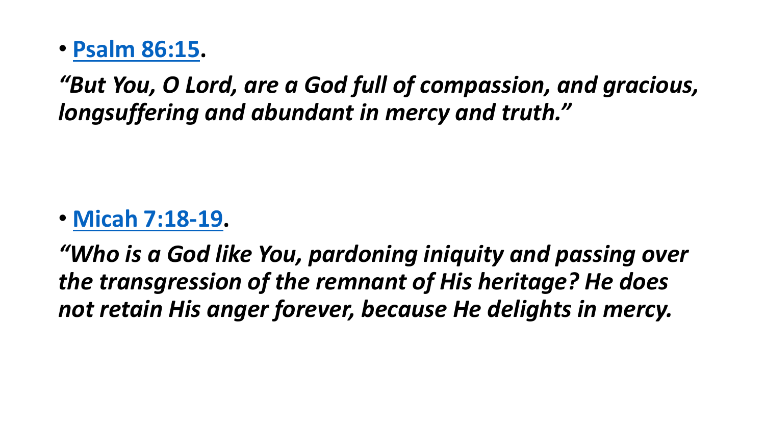- **Psalm 86:15**.

***"But You, O Lord, are a God full of compassion, and gracious, longsuffering and abundant in mercy and truth."***

- **Micah 7:18-19**.

***"Who is a God like You, pardoning iniquity and passing over the transgression of the remnant of His heritage? He does not retain His anger forever, because He delights in mercy.***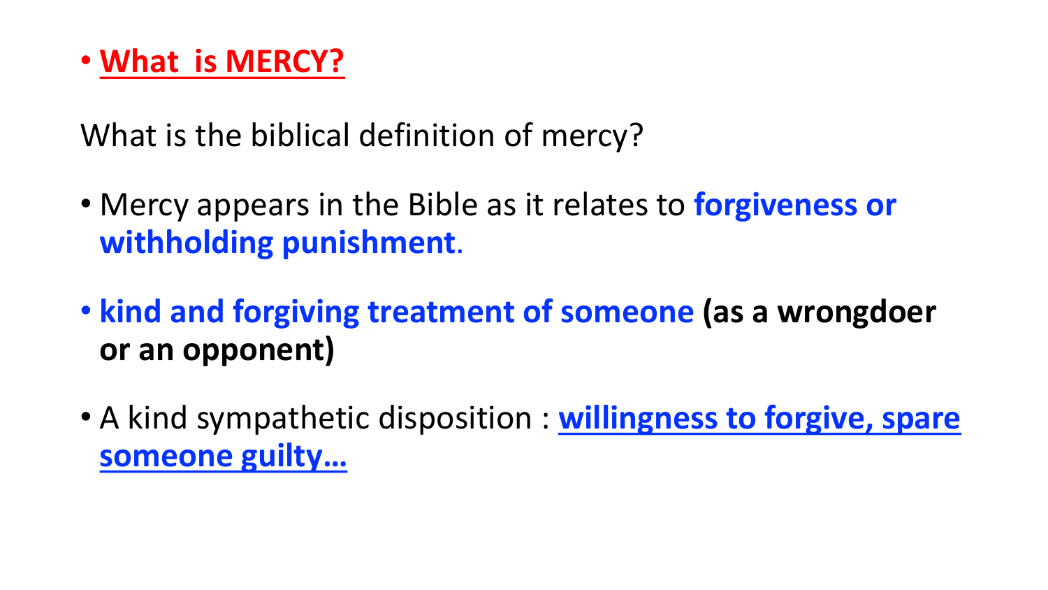- **What  is MERCY?**

What is the biblical definition of mercy?

- Mercy appears in the Bible as it relates to **forgiveness or withholding punishment**.
- **kind and forgiving treatment of someone (as a wrongdoer or an opponent)**
- A kind sympathetic disposition : **willingness to forgive, spare someone guilty…**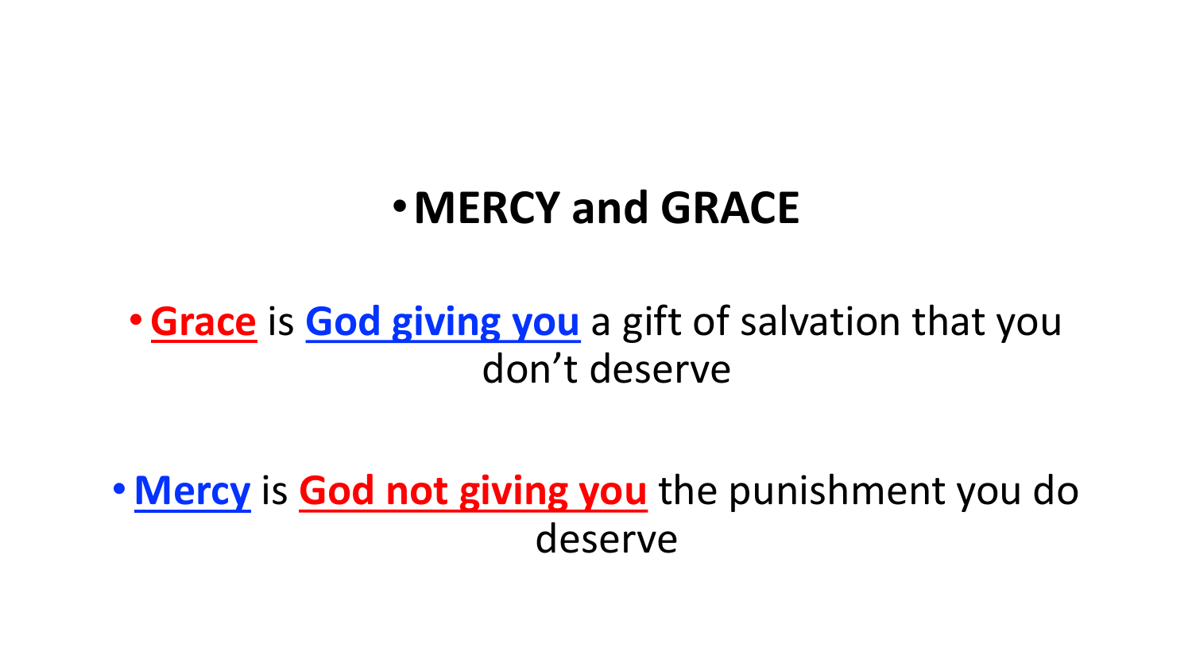- **MERCY and GRACE**

- **Grace** is **God giving you** a gift of salvation that you don't deserve

- **Mercy** is **God not giving you** the punishment you do deserve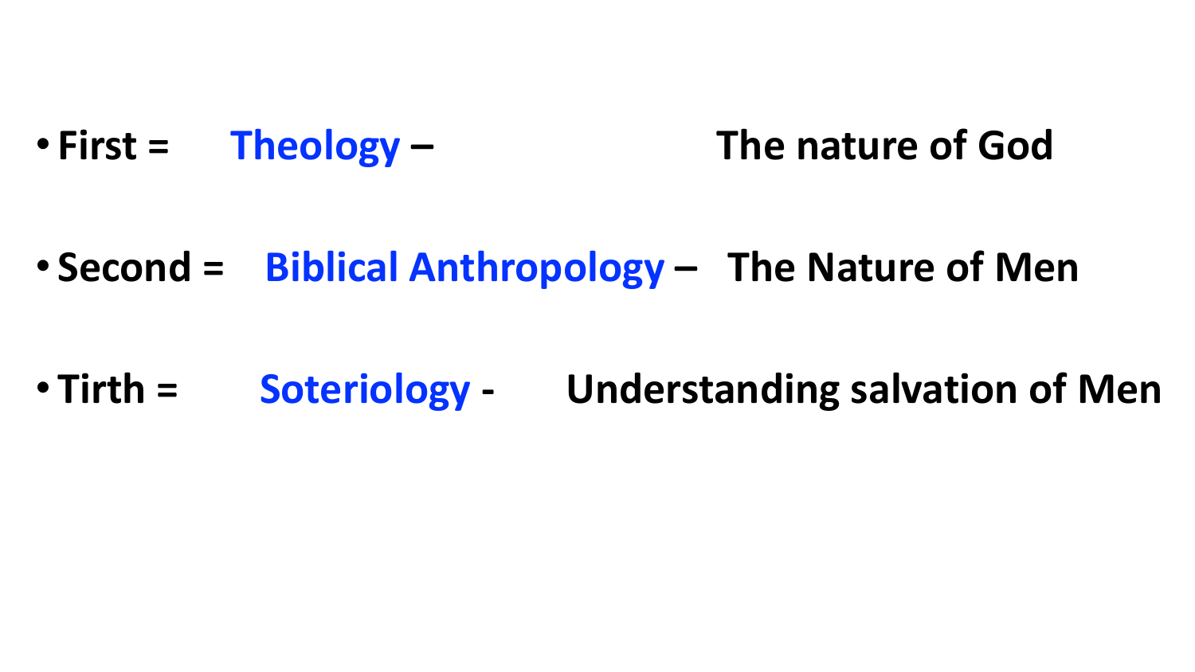- First = **Theology** – The nature of God
- Second = **Biblical Anthropology** – The Nature of Men
- Tirth = **Soteriology** - Understanding salvation of Men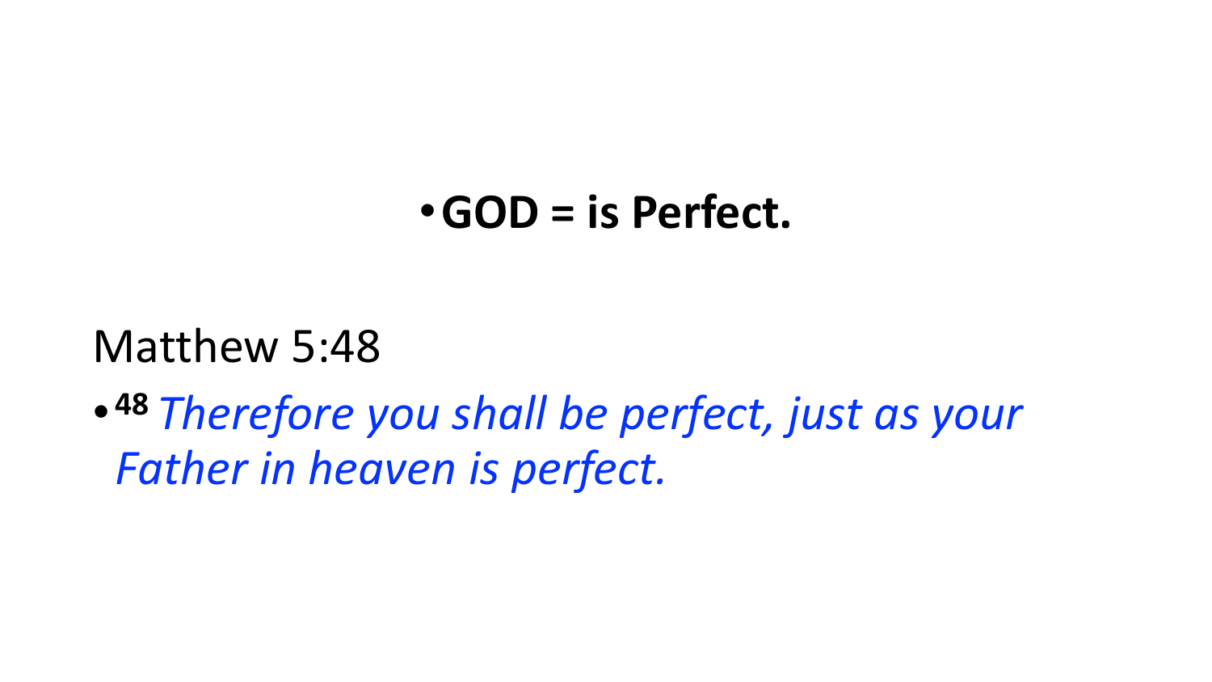- **GOD = is Perfect.**

Matthew 5:48

- **48** *Therefore you shall be perfect, just as your Father in heaven is perfect.*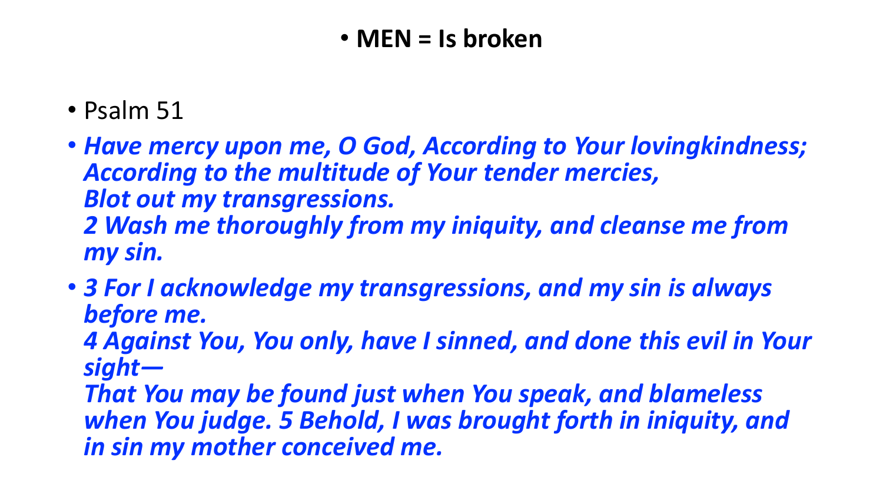- **MEN = Is broken**

- Psalm 51
- ***Have mercy upon me, O God, According to Your lovingkindness; According to the multitude of Your tender mercies, Blot out my transgressions.***
  ***2 Wash me thoroughly from my iniquity, and cleanse me from my sin.***
- ***3 For I acknowledge my transgressions, and my sin is always before me.***
  ***4 Against You, You only, have I sinned, and done this evil in Your sight—***
  ***That You may be found just when You speak, and blameless when You judge. 5 Behold, I was brought forth in iniquity, and in sin my mother conceived me.***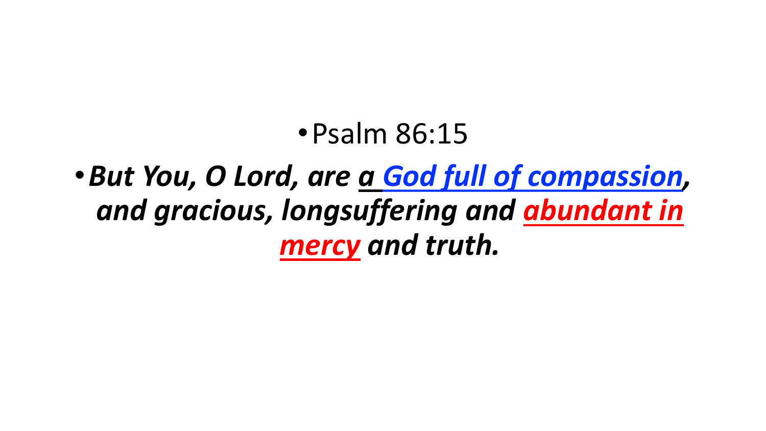- Psalm 86:15
- ***But You, O Lord, are <u>a God full of compassion</u>, and gracious, longsuffering and <u>abundant in mercy</u> and truth.***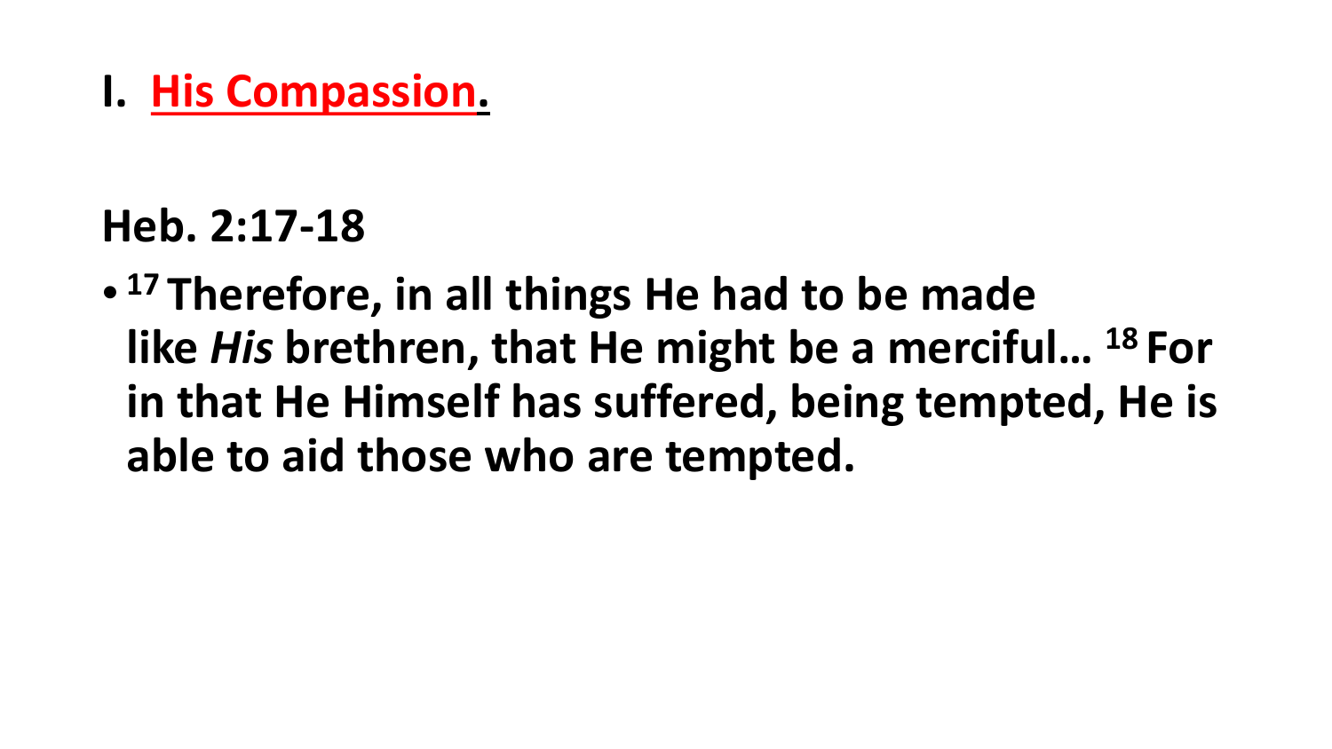# I. His Compassion.

**Heb. 2:17-18**

- **[17] Therefore, in all things He had to be made like *His* brethren, that He might be a merciful… [18] For in that He Himself has suffered, being tempted, He is able to aid those who are tempted.**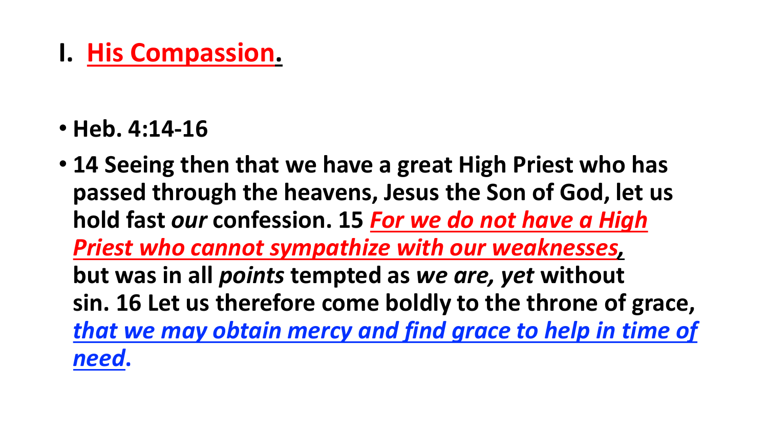# I. His Compassion.

- **Heb. 4:14-16**
- **14 Seeing then that we have a great High Priest who has passed through the heavens, Jesus the Son of God, let us hold fast *our* confession. 15 *For we do not have a High Priest who cannot sympathize with our weaknesses*, but was in all *points* tempted as *we are, yet* without sin. 16 Let us therefore come boldly to the throne of grace, *that we may obtain mercy and find grace to help in time of need*.**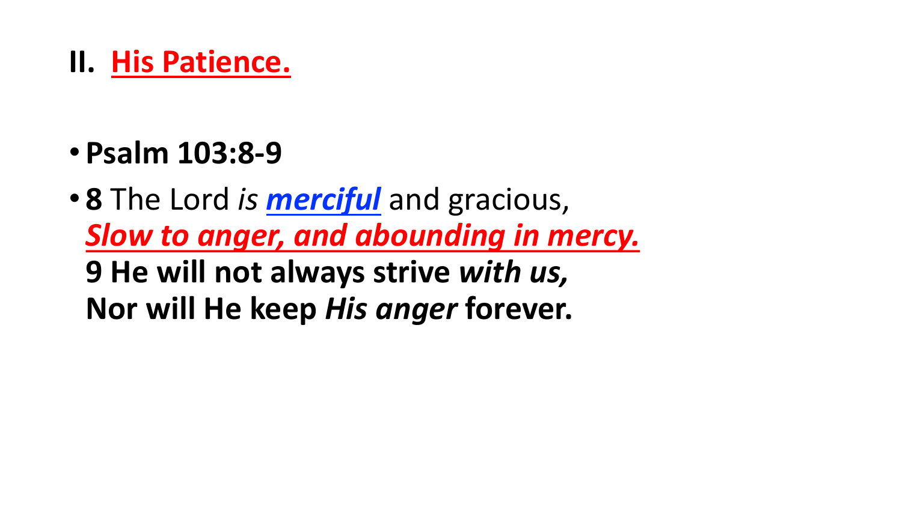## II. **His Patience.**

- **Psalm 103:8-9**
- **8** The Lord *is* ***merciful*** and gracious,
  ***Slow to anger, and abounding in mercy.***
  **9 He will not always strive *with us,***
  **Nor will He keep *His anger* forever.**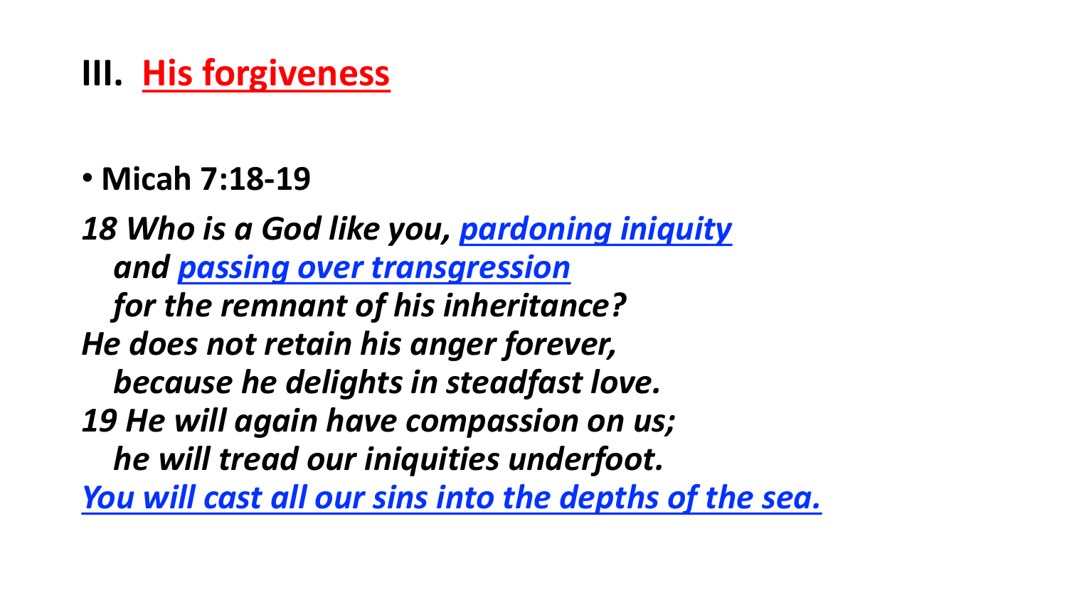## III. His forgiveness

- **Micah 7:18-19**

***18 Who is a God like you, pardoning iniquity***
***and passing over transgression***
***for the remnant of his inheritance?***
***He does not retain his anger forever,***
***because he delights in steadfast love.***
***19 He will again have compassion on us;***
***he will tread our iniquities underfoot.***
***You will cast all our sins into the depths of the sea.***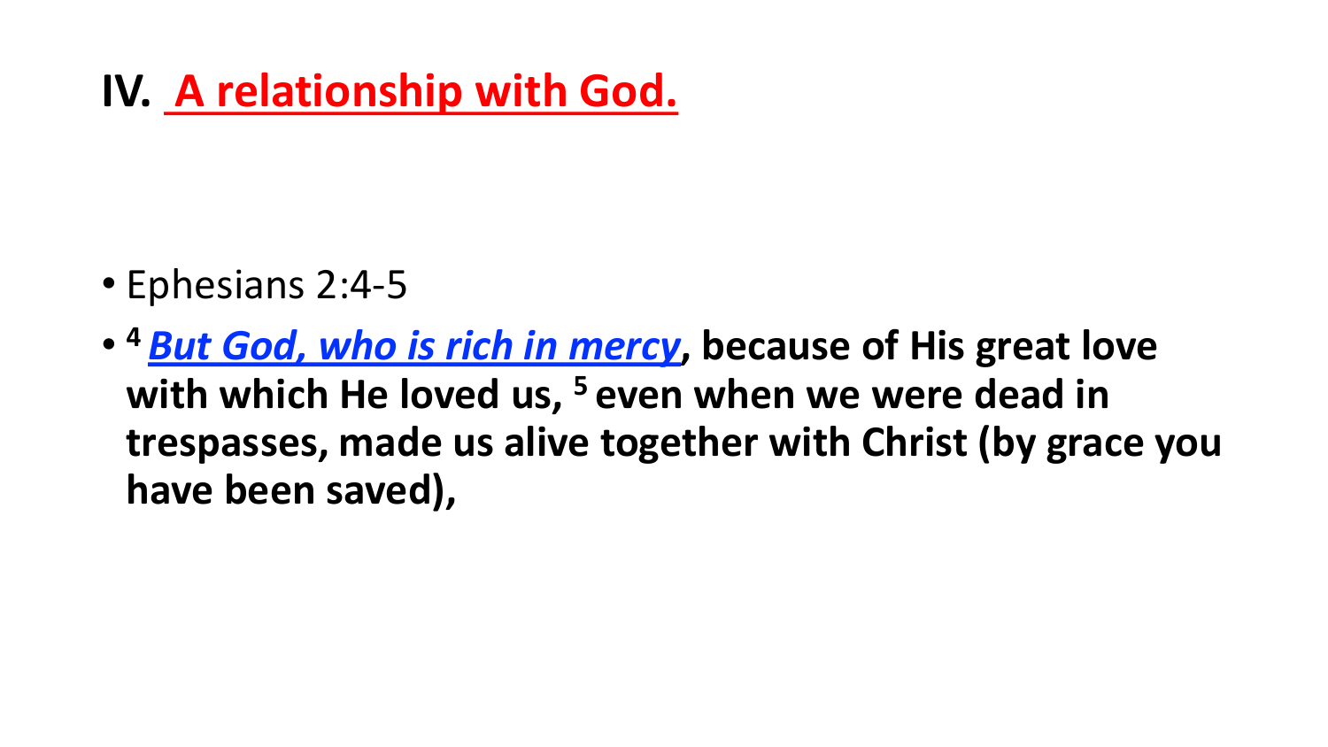# IV. A relationship with God.

- Ephesians 2:4-5
- [4] ***But God, who is rich in mercy*, because of His great love with which He loved us, [5] even when we were dead in trespasses, made us alive together with Christ (by grace you have been saved),**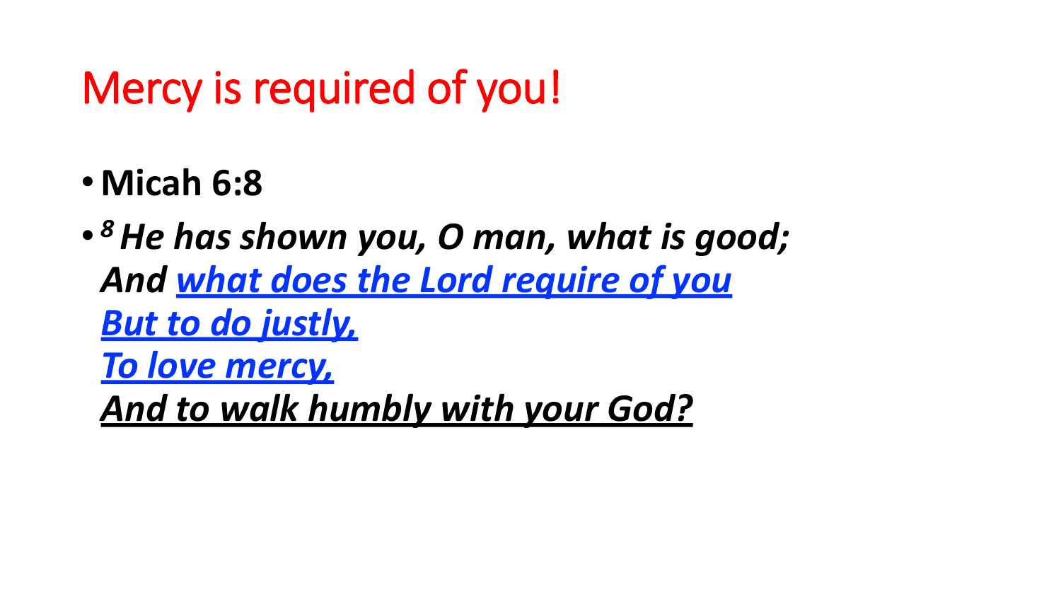# Mercy is required of you!

- **Micah 6:8**
- ***[8] He has shown you, O man, what is good;***
  ***And what does the Lord require of you***
  ***But to do justly,***
  ***To love mercy,***
  ***And to walk humbly with your God?***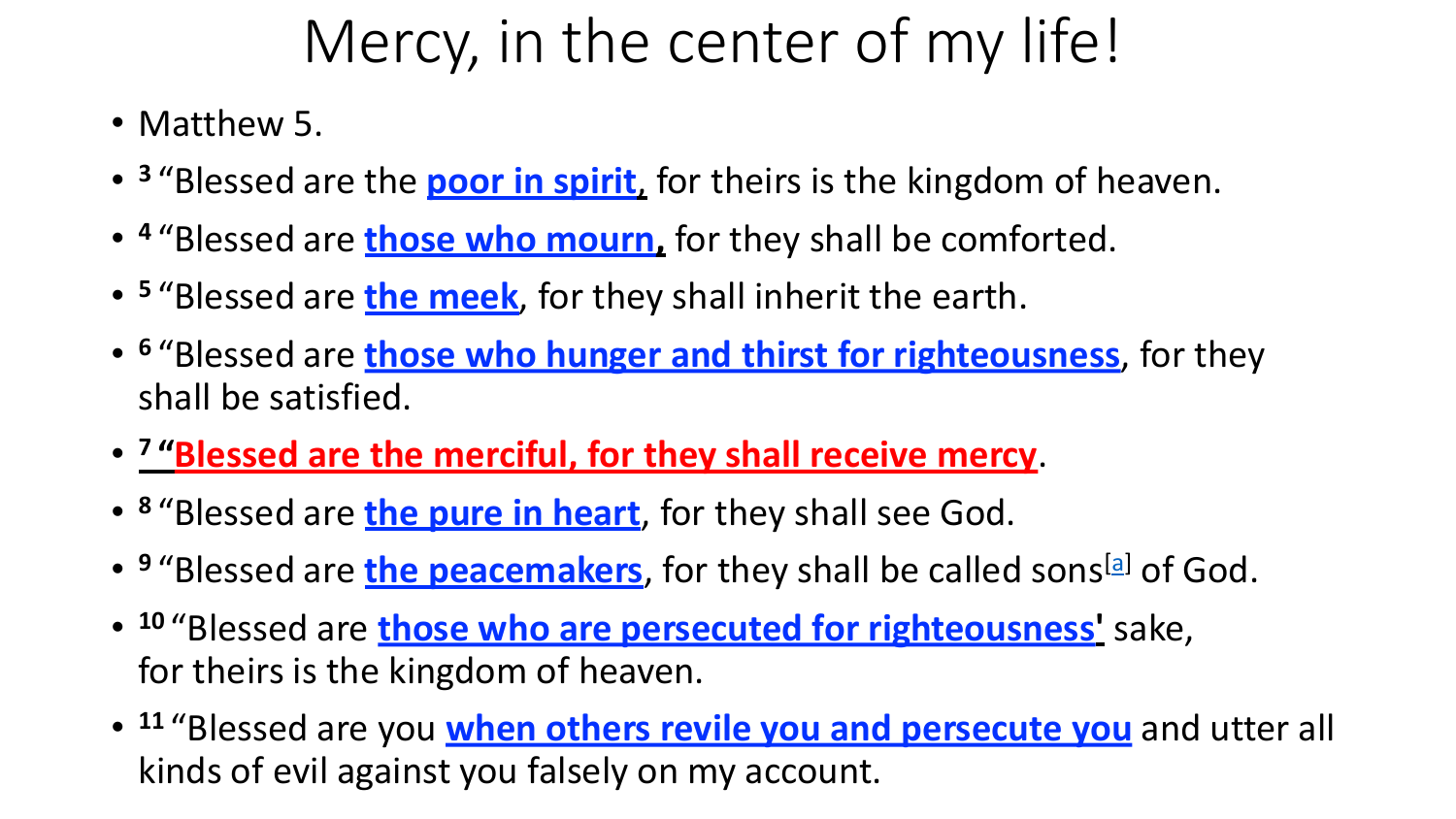# Mercy, in the center of my life!

- Matthew 5.
- [3] "Blessed are the **poor in spirit**, for theirs is the kingdom of heaven.
- [4] "Blessed are **those who mourn**, for they shall be comforted.
- [5] "Blessed are **the meek**, for they shall inherit the earth.
- [6] "Blessed are **those who hunger and thirst for righteousness**, for they shall be satisfied.
- [7] **"Blessed are the merciful, for they shall receive mercy**.
- [8] "Blessed are **the pure in heart**, for they shall see God.
- [9] "Blessed are **the peacemakers**, for they shall be called sons[a] of God.
- [10] "Blessed are **those who are persecuted for righteousness'** sake, for theirs is the kingdom of heaven.
- [11] "Blessed are you **when others revile you and persecute you** and utter all kinds of evil against you falsely on my account.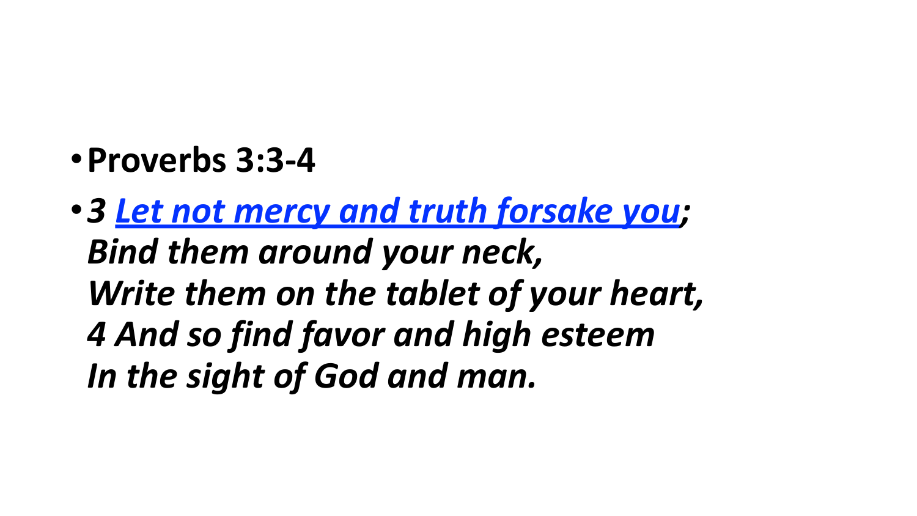- **Proverbs 3:3-4**
- ***3 Let not mercy and truth forsake you;***
  ***Bind them around your neck,***
  ***Write them on the tablet of your heart,***
  ***4 And so find favor and high esteem***
  ***In the sight of God and man.***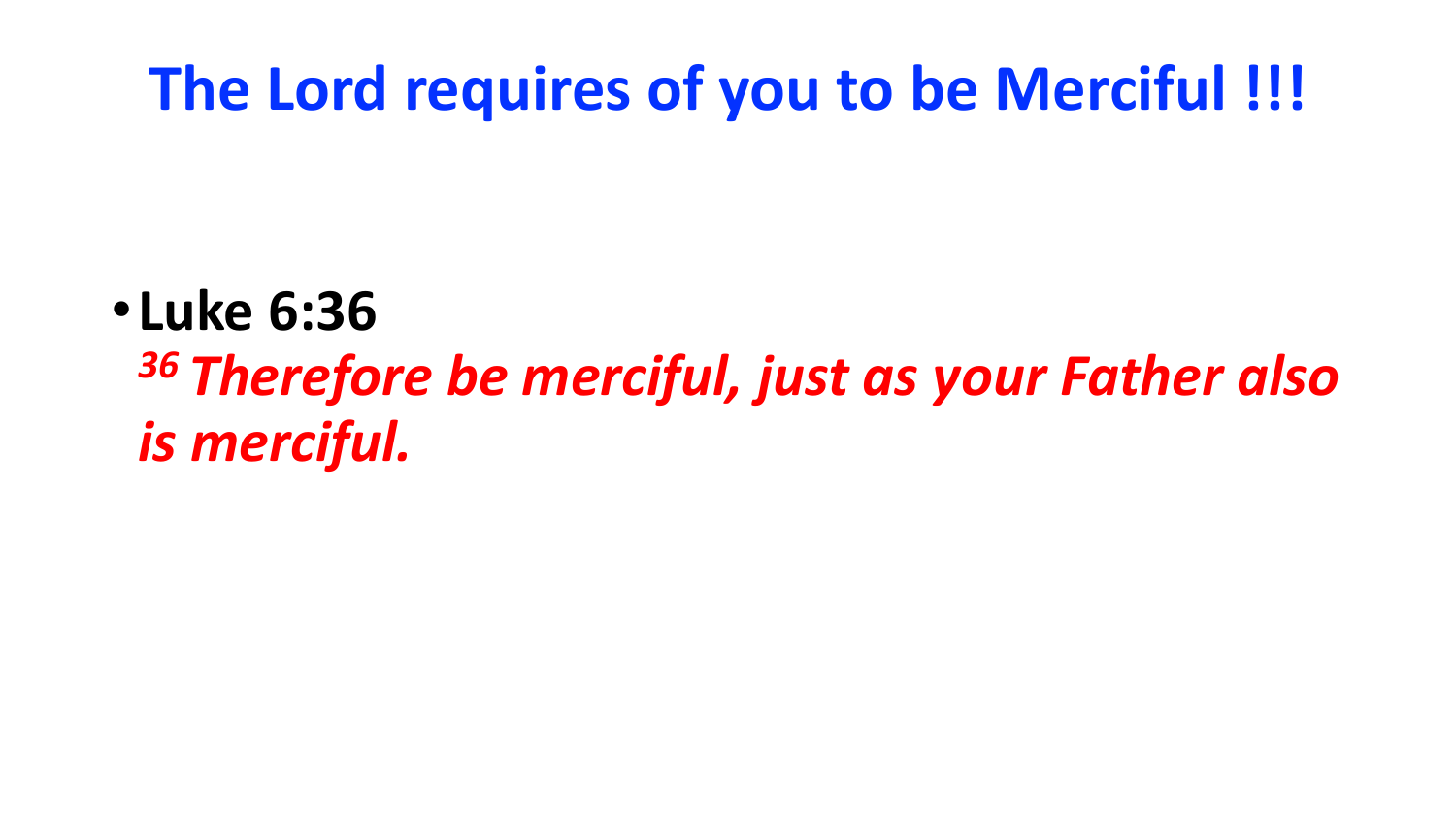# The Lord requires of you to be Merciful !!!

- **Luke 6:36**
  ***[36] Therefore be merciful, just as your Father also is merciful.***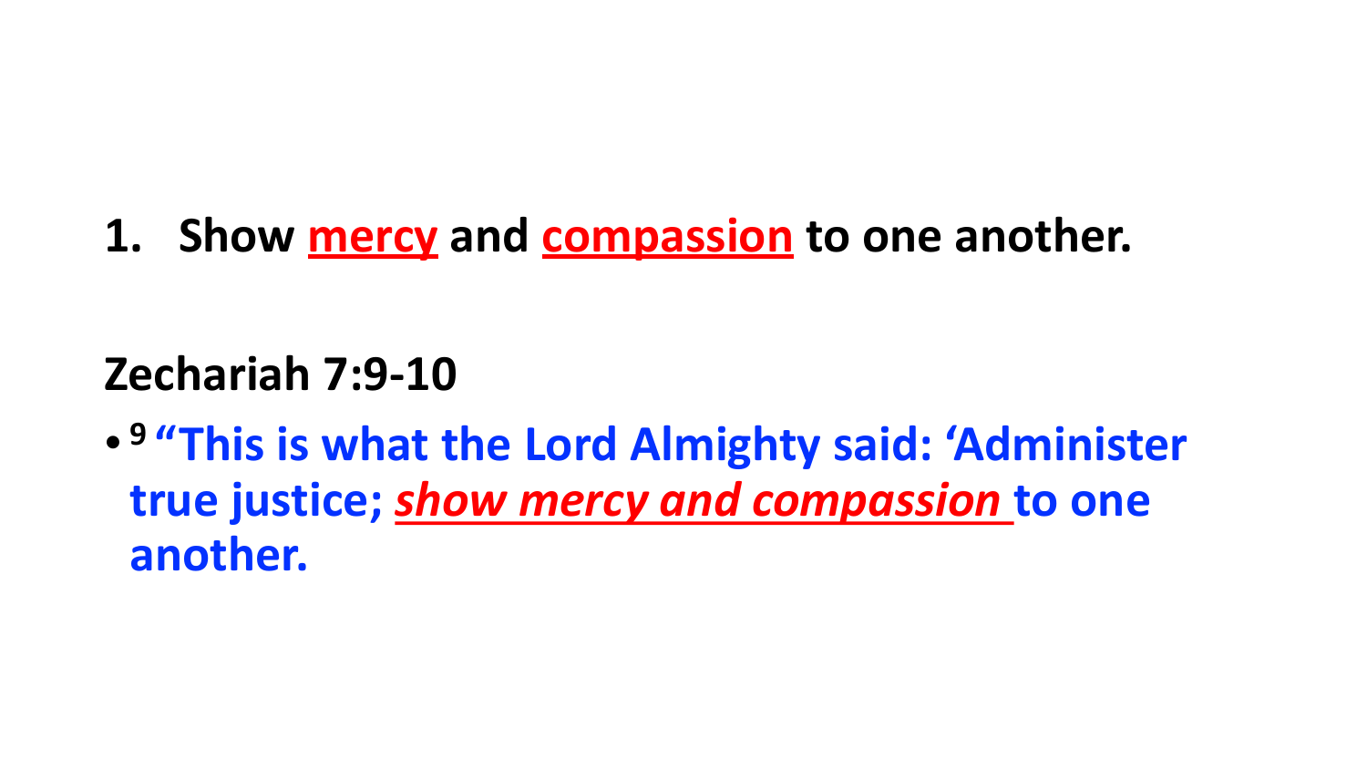1. **Show mercy and compassion to one another.**

**Zechariah 7:9-10**

- **[9] "This is what the Lord Almighty said: 'Administer true justice; *show mercy and compassion* to one another.**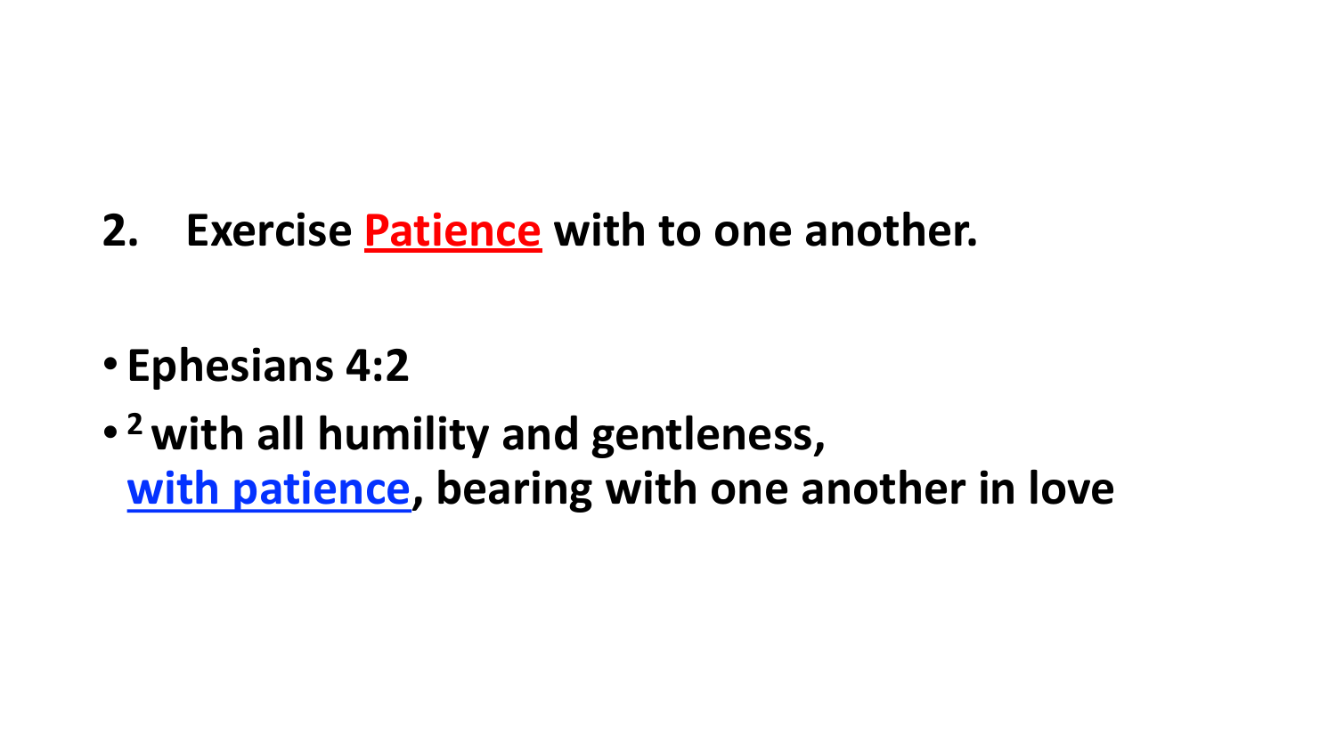2. **Exercise Patience with to one another.**

- **Ephesians 4:2**
- **[2] with all humility and gentleness, with patience, bearing with one another in love**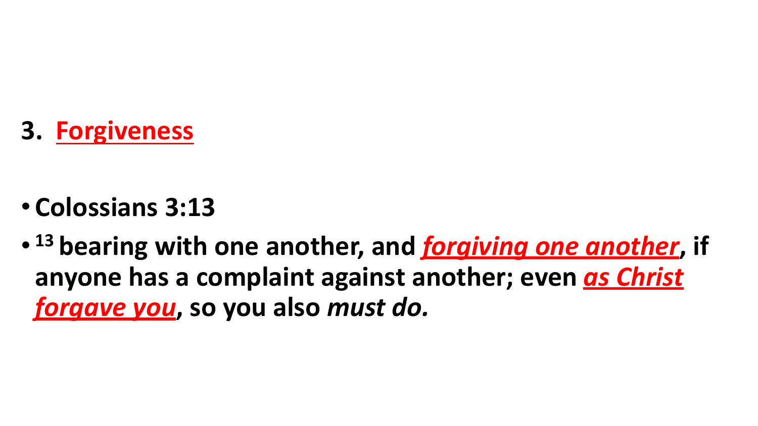## 3. Forgiveness

- **Colossians 3:13**
- **[13] bearing with one another, and *forgiving one another*, if anyone has a complaint against another; even *as Christ forgave you*, so you also *must do.***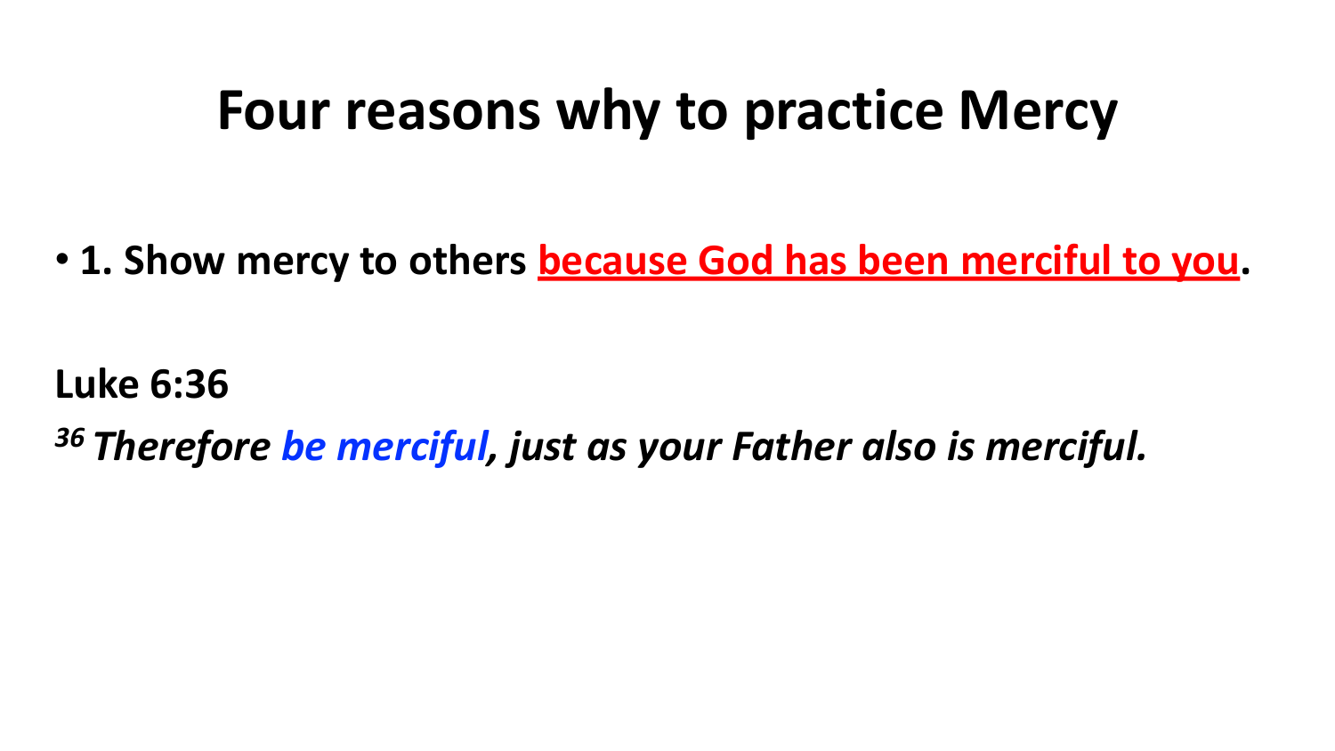# Four reasons why to practice Mercy

- **1. Show mercy to others because God has been merciful to you.**

**Luke 6:36**

***36 Therefore be merciful, just as your Father also is merciful.***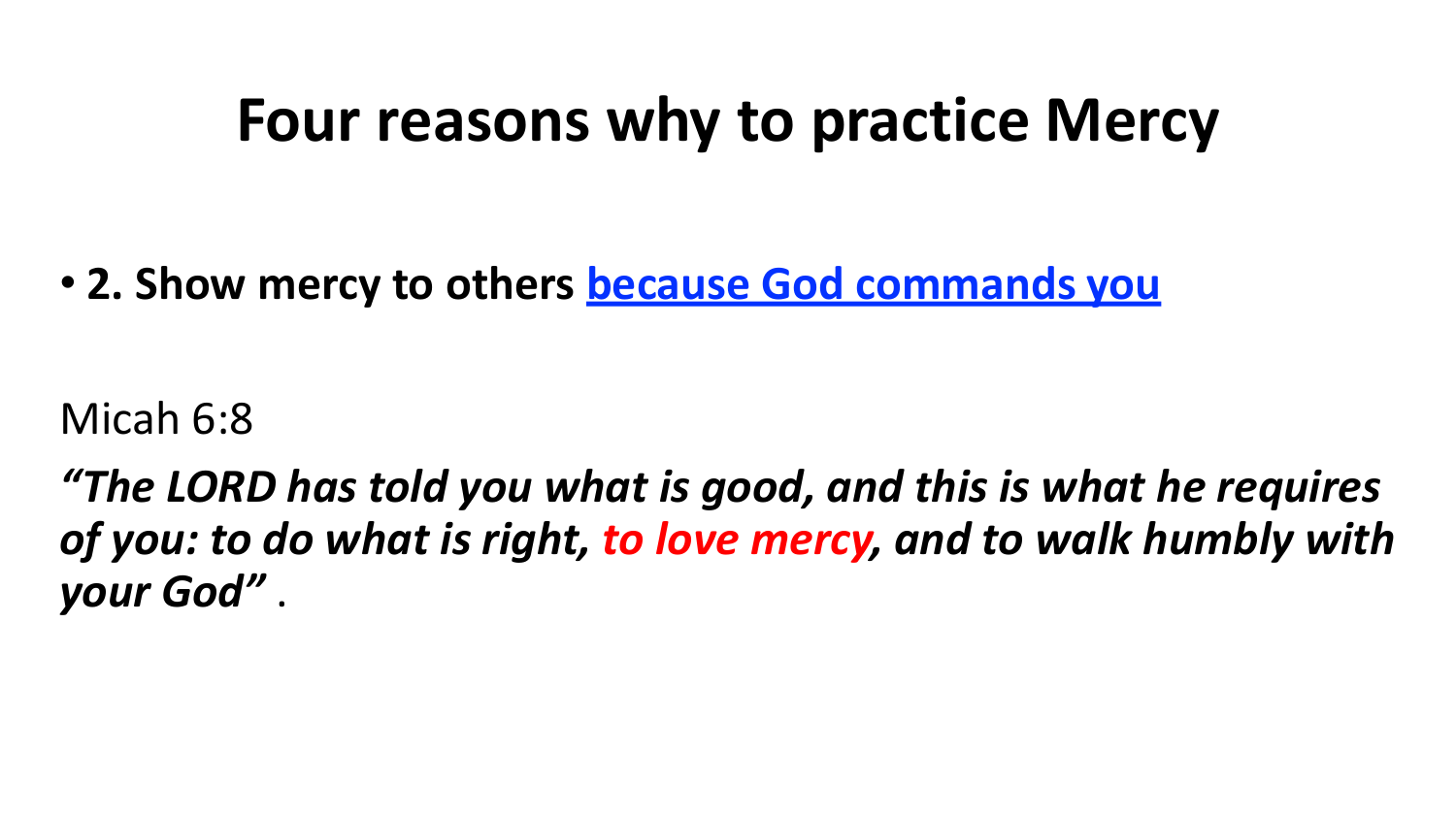# Four reasons why to practice Mercy

- **2. Show mercy to others because God commands you**

Micah 6:8

***"The LORD has told you what is good, and this is what he requires of you: to do what is right, to love mercy, and to walk humbly with your God"*** .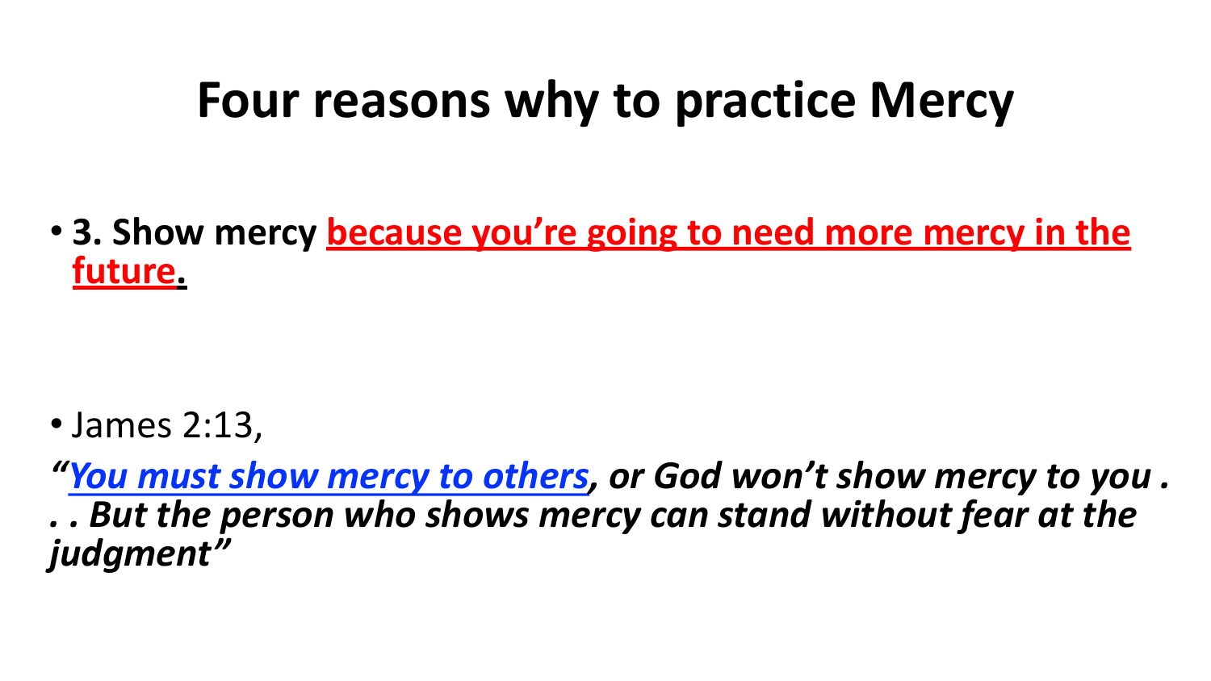# Four reasons why to practice Mercy

- **3. Show mercy because you're going to need more mercy in the future.**

- James 2:13,

***"You must show mercy to others, or God won't show mercy to you . . . But the person who shows mercy can stand without fear at the judgment"***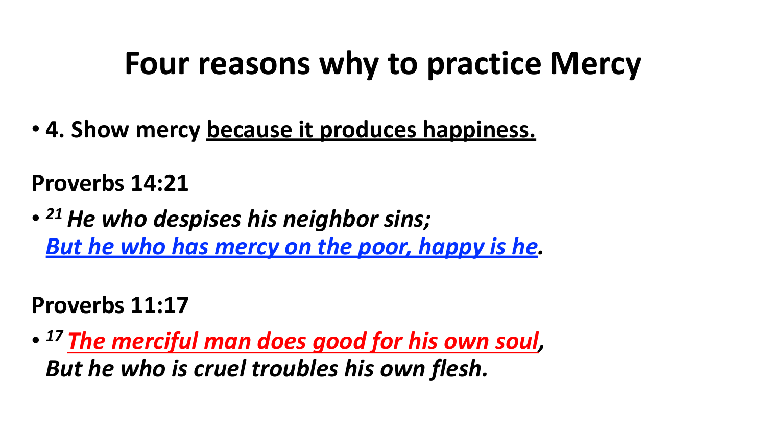# Four reasons why to practice Mercy

- **4. Show mercy <u>because it produces happiness.</u>**

**Proverbs 14:21**

- ***[21] He who despises his neighbor sins;***
  ***<u>But he who has mercy on the poor, happy is he</u>.***

**Proverbs 11:17**

- ***[17] <u>The merciful man does good for his own soul</u>,***
  ***But he who is cruel troubles his own flesh.***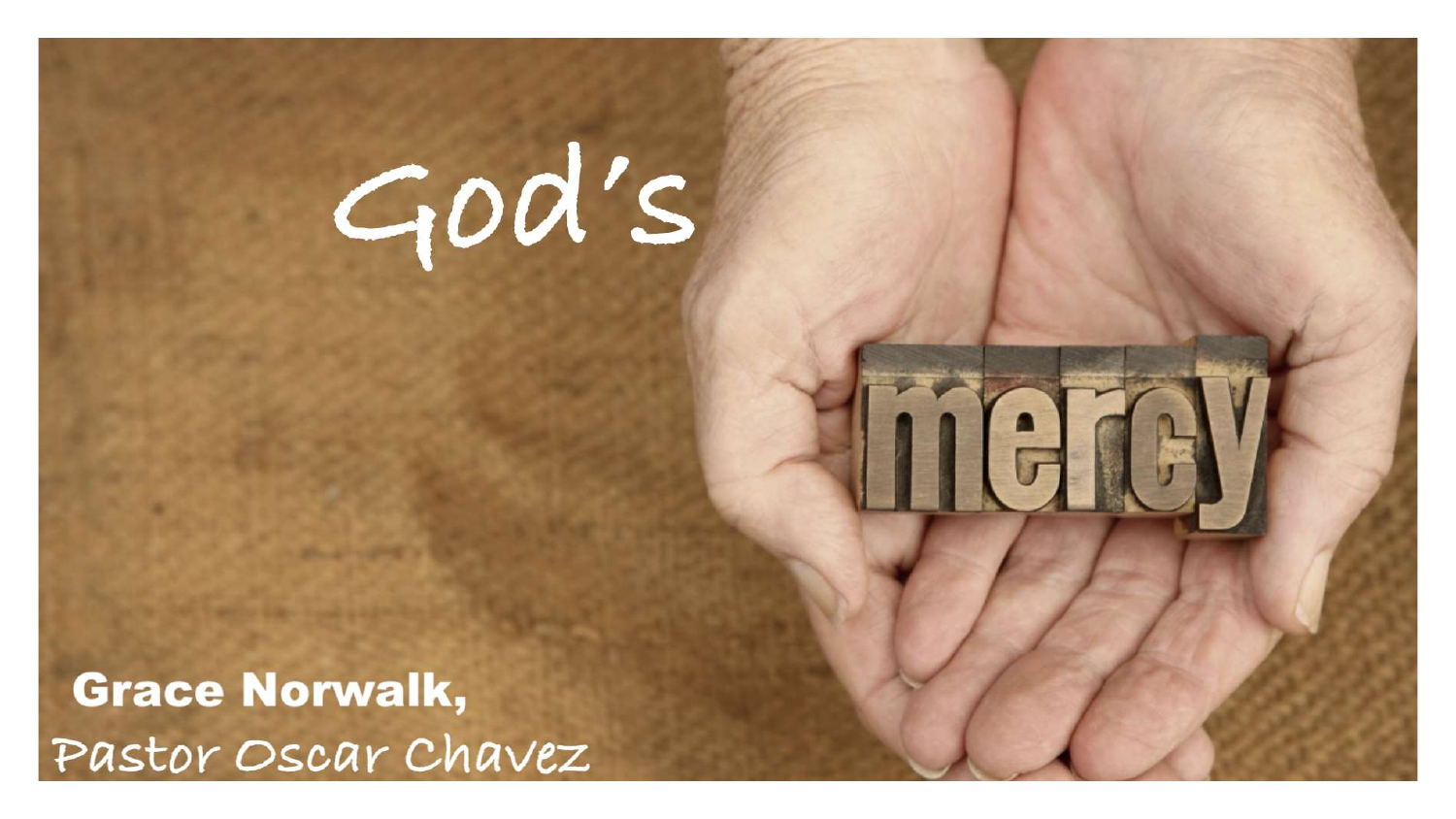God's

mercy

**Grace Norwalk,**

Pastor Oscar Chavez